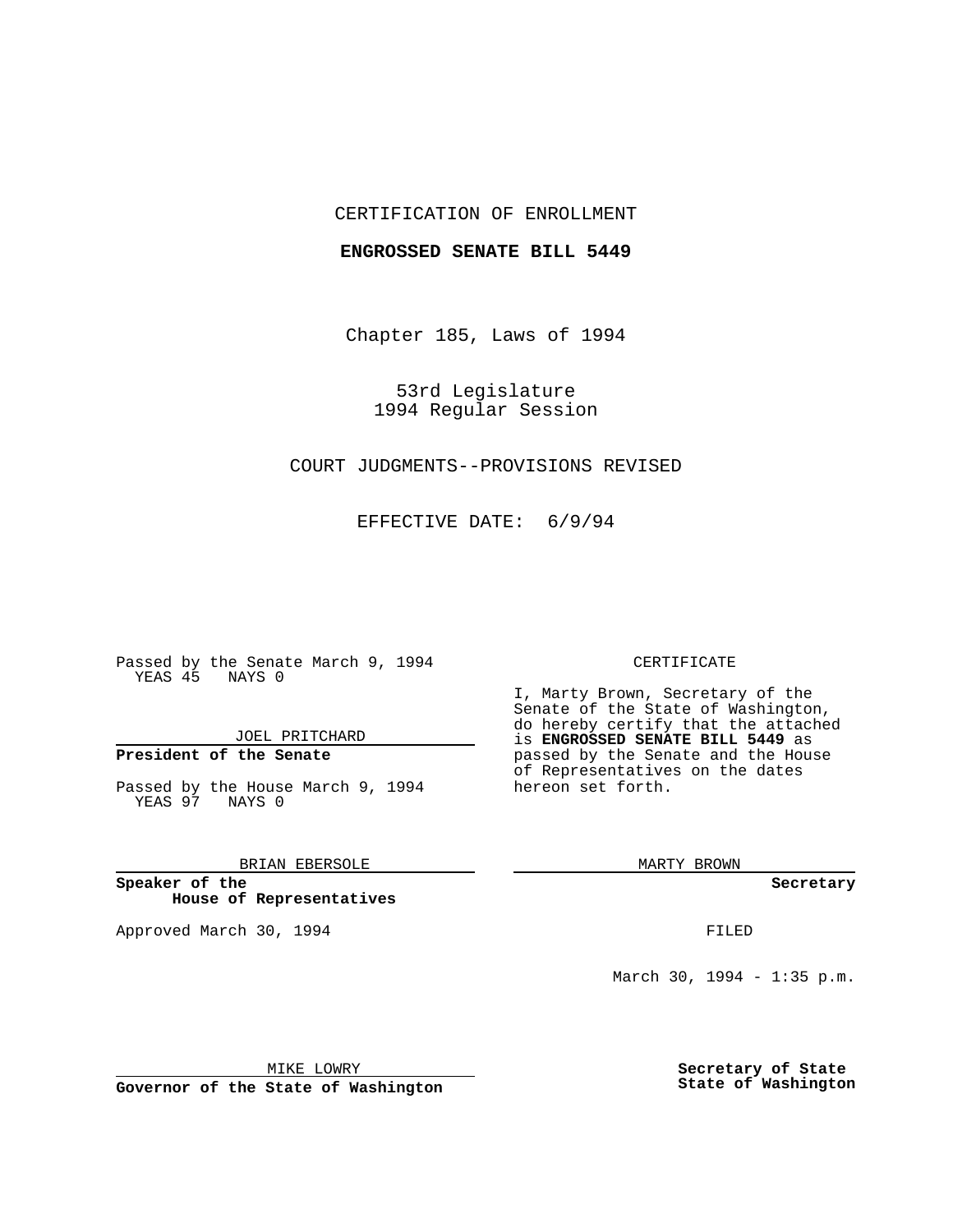CERTIFICATION OF ENROLLMENT

**ENGROSSED SENATE BILL 5449**

Chapter 185, Laws of 1994

53rd Legislature
1994 Regular Session

COURT JUDGMENTS--PROVISIONS REVISED

EFFECTIVE DATE: 6/9/94

Passed by the Senate March 9, 1994
YEAS 45 NAYS 0

JOEL PRITCHARD

**President of the Senate**

Passed by the House March 9, 1994
YEAS 97 NAYS 0

BRIAN EBERSOLE

**Speaker of the House of Representatives**

Approved March 30, 1994

MIKE LOWRY

**Governor of the State of Washington**

CERTIFICATE

I, Marty Brown, Secretary of the Senate of the State of Washington, do hereby certify that the attached is **ENGROSSED SENATE BILL 5449** as passed by the Senate and the House of Representatives on the dates hereon set forth.

MARTY BROWN

**Secretary**

FILED

March 30, 1994 - 1:35 p.m.

**Secretary of State**
**State of Washington**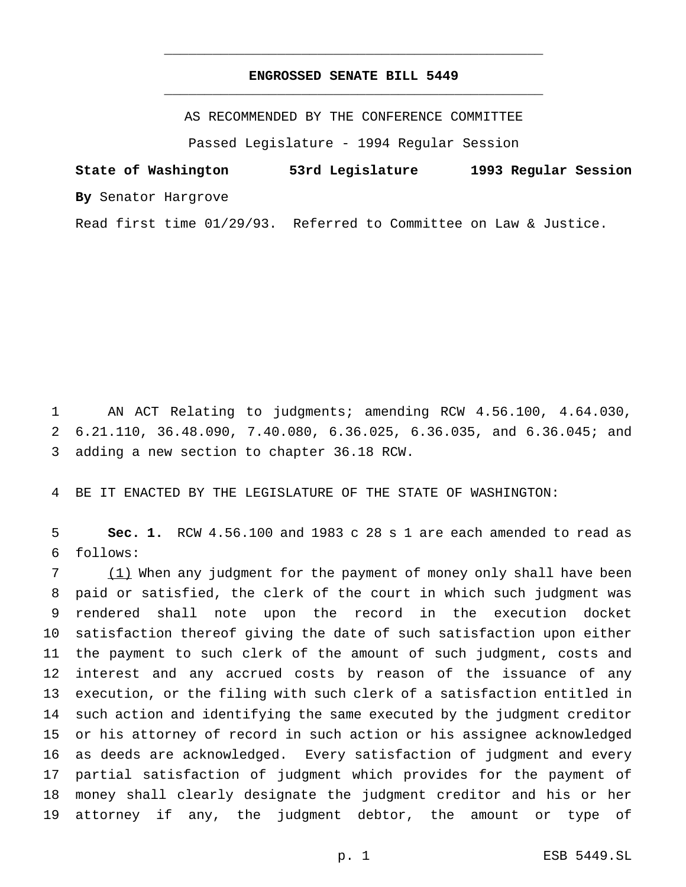# ENGROSSED SENATE BILL 5449

AS RECOMMENDED BY THE CONFERENCE COMMITTEE

Passed Legislature - 1994 Regular Session

**State of Washington 53rd Legislature 1993 Regular Session**

**By** Senator Hargrove

Read first time 01/29/93. Referred to Committee on Law & Justice.

AN ACT Relating to judgments; amending RCW 4.56.100, 4.64.030, 6.21.110, 36.48.090, 7.40.080, 6.36.025, 6.36.035, and 6.36.045; and adding a new section to chapter 36.18 RCW.

BE IT ENACTED BY THE LEGISLATURE OF THE STATE OF WASHINGTON:

**Sec. 1.** RCW 4.56.100 and 1983 c 28 s 1 are each amended to read as follows:

(1) When any judgment for the payment of money only shall have been paid or satisfied, the clerk of the court in which such judgment was rendered shall note upon the record in the execution docket satisfaction thereof giving the date of such satisfaction upon either the payment to such clerk of the amount of such judgment, costs and interest and any accrued costs by reason of the issuance of any execution, or the filing with such clerk of a satisfaction entitled in such action and identifying the same executed by the judgment creditor or his attorney of record in such action or his assignee acknowledged as deeds are acknowledged. Every satisfaction of judgment and every partial satisfaction of judgment which provides for the payment of money shall clearly designate the judgment creditor and his or her attorney if any, the judgment debtor, the amount or type of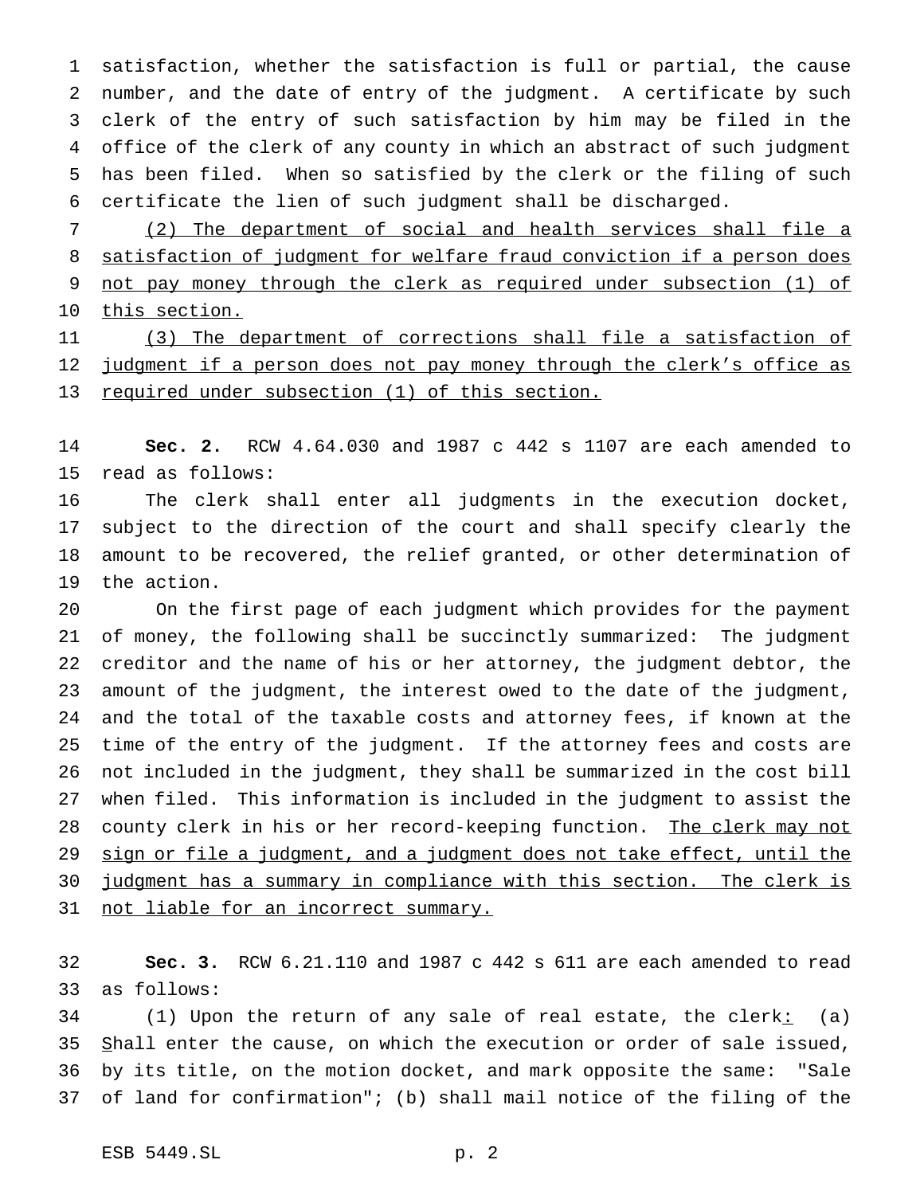satisfaction, whether the satisfaction is full or partial, the cause number, and the date of entry of the judgment. A certificate by such clerk of the entry of such satisfaction by him may be filed in the office of the clerk of any county in which an abstract of such judgment has been filed. When so satisfied by the clerk or the filing of such certificate the lien of such judgment shall be discharged.

(2) The department of social and health services shall file a satisfaction of judgment for welfare fraud conviction if a person does not pay money through the clerk as required under subsection (1) of this section.

(3) The department of corrections shall file a satisfaction of judgment if a person does not pay money through the clerk's office as required under subsection (1) of this section.

**Sec. 2.** RCW 4.64.030 and 1987 c 442 s 1107 are each amended to read as follows:

The clerk shall enter all judgments in the execution docket, subject to the direction of the court and shall specify clearly the amount to be recovered, the relief granted, or other determination of the action.

On the first page of each judgment which provides for the payment of money, the following shall be succinctly summarized: The judgment creditor and the name of his or her attorney, the judgment debtor, the amount of the judgment, the interest owed to the date of the judgment, and the total of the taxable costs and attorney fees, if known at the time of the entry of the judgment. If the attorney fees and costs are not included in the judgment, they shall be summarized in the cost bill when filed. This information is included in the judgment to assist the county clerk in his or her record-keeping function. The clerk may not sign or file a judgment, and a judgment does not take effect, until the judgment has a summary in compliance with this section. The clerk is not liable for an incorrect summary.

**Sec. 3.** RCW 6.21.110 and 1987 c 442 s 611 are each amended to read as follows:

(1) Upon the return of any sale of real estate, the clerk: (a) Shall enter the cause, on which the execution or order of sale issued, by its title, on the motion docket, and mark opposite the same: "Sale of land for confirmation"; (b) shall mail notice of the filing of the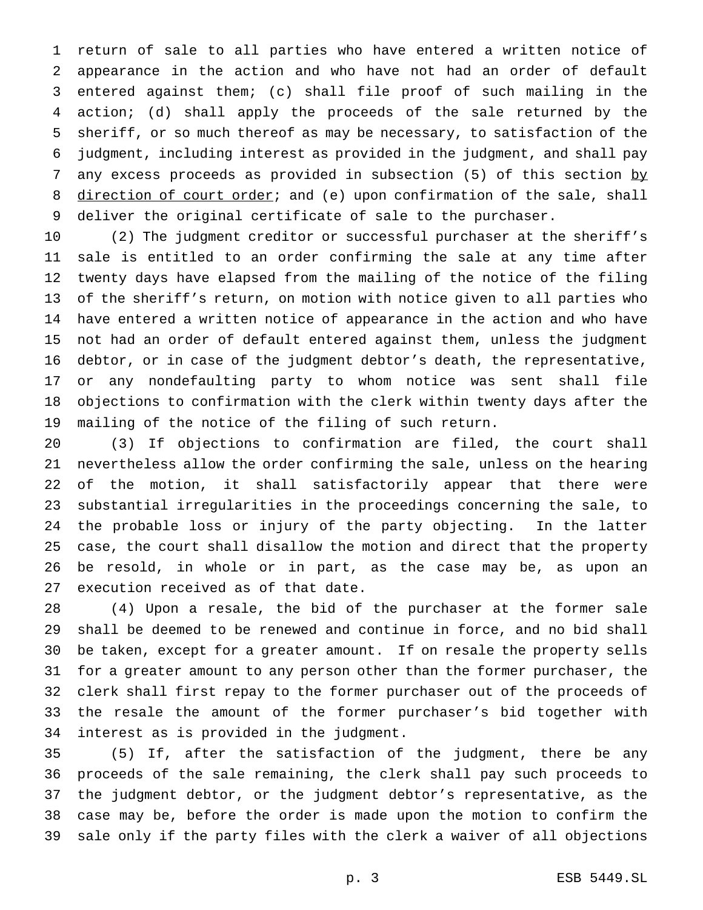return of sale to all parties who have entered a written notice of appearance in the action and who have not had an order of default entered against them; (c) shall file proof of such mailing in the action; (d) shall apply the proceeds of the sale returned by the sheriff, or so much thereof as may be necessary, to satisfaction of the judgment, including interest as provided in the judgment, and shall pay any excess proceeds as provided in subsection (5) of this section <u>by direction of court order</u>; and (e) upon confirmation of the sale, shall deliver the original certificate of sale to the purchaser.

(2) The judgment creditor or successful purchaser at the sheriff's sale is entitled to an order confirming the sale at any time after twenty days have elapsed from the mailing of the notice of the filing of the sheriff's return, on motion with notice given to all parties who have entered a written notice of appearance in the action and who have not had an order of default entered against them, unless the judgment debtor, or in case of the judgment debtor's death, the representative, or any nondefaulting party to whom notice was sent shall file objections to confirmation with the clerk within twenty days after the mailing of the notice of the filing of such return.

(3) If objections to confirmation are filed, the court shall nevertheless allow the order confirming the sale, unless on the hearing of the motion, it shall satisfactorily appear that there were substantial irregularities in the proceedings concerning the sale, to the probable loss or injury of the party objecting. In the latter case, the court shall disallow the motion and direct that the property be resold, in whole or in part, as the case may be, as upon an execution received as of that date.

(4) Upon a resale, the bid of the purchaser at the former sale shall be deemed to be renewed and continue in force, and no bid shall be taken, except for a greater amount. If on resale the property sells for a greater amount to any person other than the former purchaser, the clerk shall first repay to the former purchaser out of the proceeds of the resale the amount of the former purchaser's bid together with interest as is provided in the judgment.

(5) If, after the satisfaction of the judgment, there be any proceeds of the sale remaining, the clerk shall pay such proceeds to the judgment debtor, or the judgment debtor's representative, as the case may be, before the order is made upon the motion to confirm the sale only if the party files with the clerk a waiver of all objections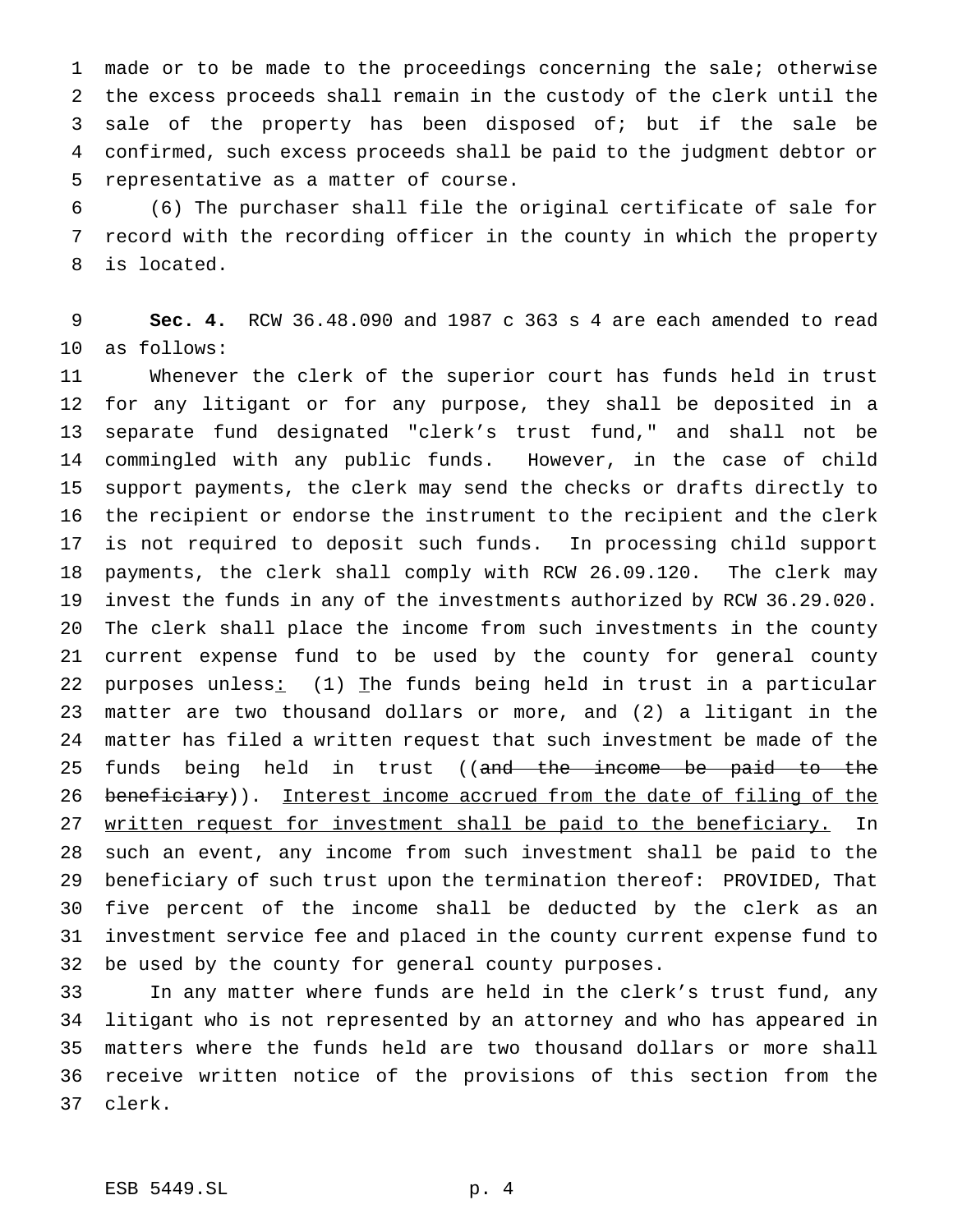made or to be made to the proceedings concerning the sale; otherwise the excess proceeds shall remain in the custody of the clerk until the sale of the property has been disposed of; but if the sale be confirmed, such excess proceeds shall be paid to the judgment debtor or representative as a matter of course.

(6) The purchaser shall file the original certificate of sale for record with the recording officer in the county in which the property is located.

**Sec. 4.** RCW 36.48.090 and 1987 c 363 s 4 are each amended to read as follows:

Whenever the clerk of the superior court has funds held in trust for any litigant or for any purpose, they shall be deposited in a separate fund designated "clerk's trust fund," and shall not be commingled with any public funds. However, in the case of child support payments, the clerk may send the checks or drafts directly to the recipient or endorse the instrument to the recipient and the clerk is not required to deposit such funds. In processing child support payments, the clerk shall comply with RCW 26.09.120. The clerk may invest the funds in any of the investments authorized by RCW 36.29.020. The clerk shall place the income from such investments in the county current expense fund to be used by the county for general county purposes unless<u>:</u> (1) <u>T</u>he funds being held in trust in a particular matter are two thousand dollars or more, and (2) a litigant in the matter has filed a written request that such investment be made of the funds being held in trust ((~~and the income be paid to the beneficiary~~)). <u>Interest income accrued from the date of filing of the written request for investment shall be paid to the beneficiary.</u> In such an event, any income from such investment shall be paid to the beneficiary of such trust upon the termination thereof: PROVIDED, That five percent of the income shall be deducted by the clerk as an investment service fee and placed in the county current expense fund to be used by the county for general county purposes.

In any matter where funds are held in the clerk's trust fund, any litigant who is not represented by an attorney and who has appeared in matters where the funds held are two thousand dollars or more shall receive written notice of the provisions of this section from the clerk.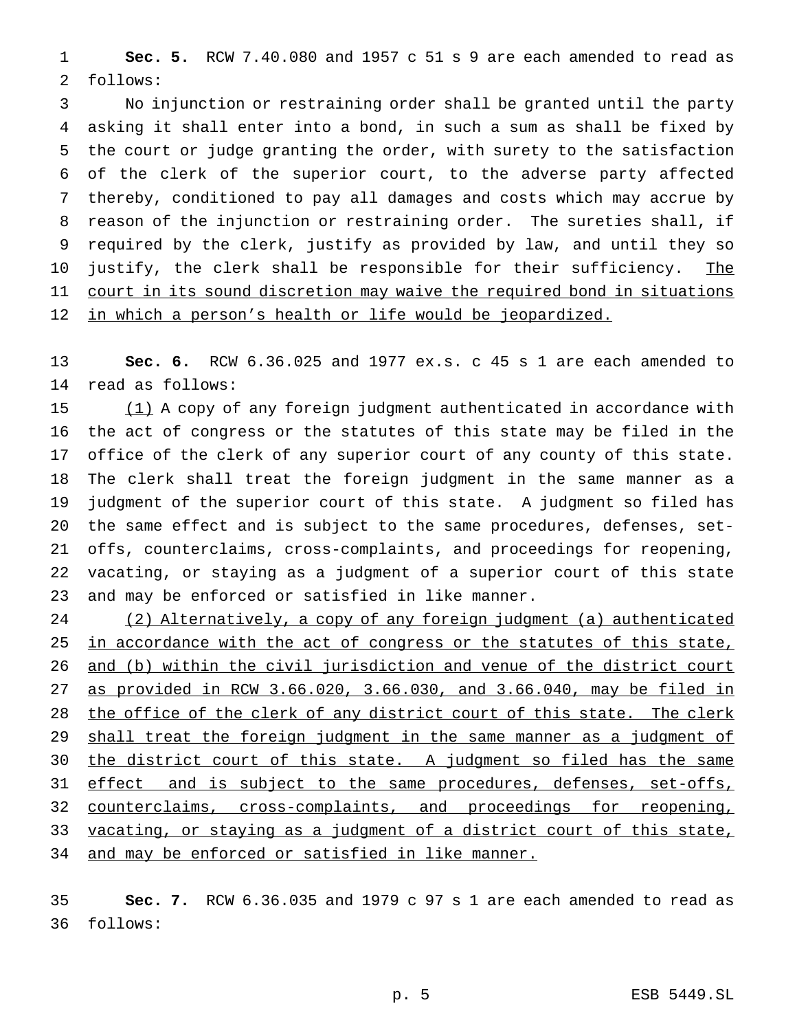**Sec. 5.** RCW 7.40.080 and 1957 c 51 s 9 are each amended to read as follows:

No injunction or restraining order shall be granted until the party asking it shall enter into a bond, in such a sum as shall be fixed by the court or judge granting the order, with surety to the satisfaction of the clerk of the superior court, to the adverse party affected thereby, conditioned to pay all damages and costs which may accrue by reason of the injunction or restraining order. The sureties shall, if required by the clerk, justify as provided by law, and until they so justify, the clerk shall be responsible for their sufficiency. <u>The court in its sound discretion may waive the required bond in situations in which a person's health or life would be jeopardized.</u>

**Sec. 6.** RCW 6.36.025 and 1977 ex.s. c 45 s 1 are each amended to read as follows:

<u>(1)</u> A copy of any foreign judgment authenticated in accordance with the act of congress or the statutes of this state may be filed in the office of the clerk of any superior court of any county of this state. The clerk shall treat the foreign judgment in the same manner as a judgment of the superior court of this state. A judgment so filed has the same effect and is subject to the same procedures, defenses, set-offs, counterclaims, cross-complaints, and proceedings for reopening, vacating, or staying as a judgment of a superior court of this state and may be enforced or satisfied in like manner.

<u>(2) Alternatively, a copy of any foreign judgment (a) authenticated in accordance with the act of congress or the statutes of this state, and (b) within the civil jurisdiction and venue of the district court as provided in RCW 3.66.020, 3.66.030, and 3.66.040, may be filed in the office of the clerk of any district court of this state. The clerk shall treat the foreign judgment in the same manner as a judgment of the district court of this state. A judgment so filed has the same effect and is subject to the same procedures, defenses, set-offs, counterclaims, cross-complaints, and proceedings for reopening, vacating, or staying as a judgment of a district court of this state, and may be enforced or satisfied in like manner.</u>

**Sec. 7.** RCW 6.36.035 and 1979 c 97 s 1 are each amended to read as follows: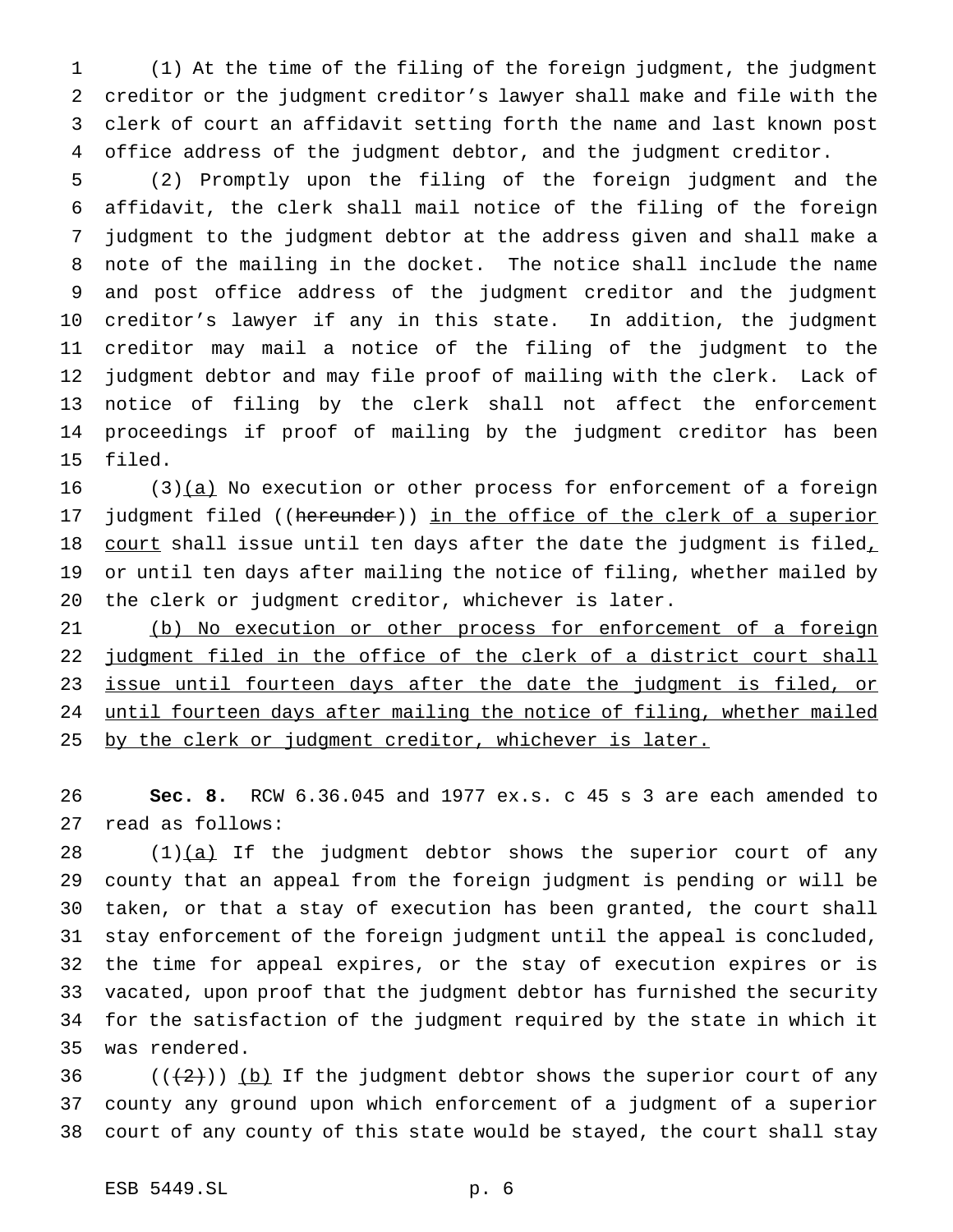(1) At the time of the filing of the foreign judgment, the judgment creditor or the judgment creditor's lawyer shall make and file with the clerk of court an affidavit setting forth the name and last known post office address of the judgment debtor, and the judgment creditor.

(2) Promptly upon the filing of the foreign judgment and the affidavit, the clerk shall mail notice of the filing of the foreign judgment to the judgment debtor at the address given and shall make a note of the mailing in the docket. The notice shall include the name and post office address of the judgment creditor and the judgment creditor's lawyer if any in this state. In addition, the judgment creditor may mail a notice of the filing of the judgment to the judgment debtor and may file proof of mailing with the clerk. Lack of notice of filing by the clerk shall not affect the enforcement proceedings if proof of mailing by the judgment creditor has been filed.

(3)<u>(a)</u> No execution or other process for enforcement of a foreign judgment filed ((~~hereunder~~)) <u>in the office of the clerk of a superior court</u> shall issue until ten days after the date the judgment is filed<u>,</u> or until ten days after mailing the notice of filing, whether mailed by the clerk or judgment creditor, whichever is later.

<u>(b) No execution or other process for enforcement of a foreign judgment filed in the office of the clerk of a district court shall issue until fourteen days after the date the judgment is filed, or until fourteen days after mailing the notice of filing, whether mailed by the clerk or judgment creditor, whichever is later.</u>

**Sec. 8.** RCW 6.36.045 and 1977 ex.s. c 45 s 3 are each amended to read as follows:

(1)<u>(a)</u> If the judgment debtor shows the superior court of any county that an appeal from the foreign judgment is pending or will be taken, or that a stay of execution has been granted, the court shall stay enforcement of the foreign judgment until the appeal is concluded, the time for appeal expires, or the stay of execution expires or is vacated, upon proof that the judgment debtor has furnished the security for the satisfaction of the judgment required by the state in which it was rendered.

((~~(2)~~)) <u>(b)</u> If the judgment debtor shows the superior court of any county any ground upon which enforcement of a judgment of a superior court of any county of this state would be stayed, the court shall stay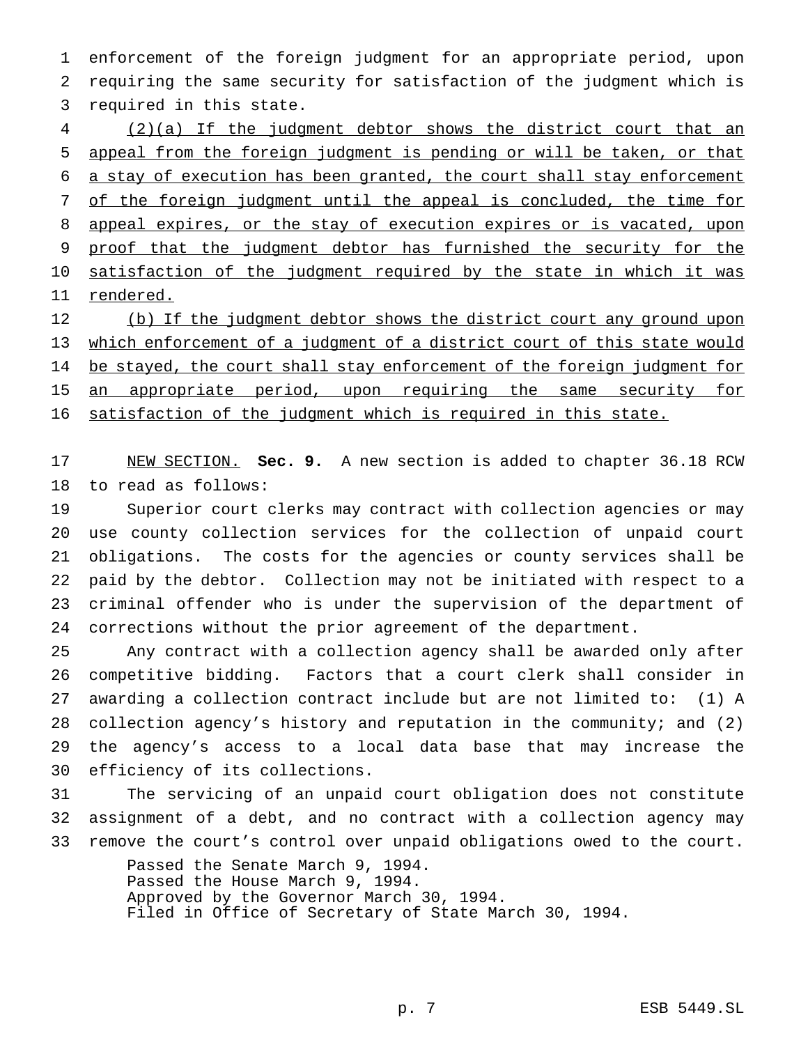enforcement of the foreign judgment for an appropriate period, upon requiring the same security for satisfaction of the judgment which is required in this state.

(2)(a) If the judgment debtor shows the district court that an appeal from the foreign judgment is pending or will be taken, or that a stay of execution has been granted, the court shall stay enforcement of the foreign judgment until the appeal is concluded, the time for appeal expires, or the stay of execution expires or is vacated, upon proof that the judgment debtor has furnished the security for the satisfaction of the judgment required by the state in which it was rendered.

(b) If the judgment debtor shows the district court any ground upon which enforcement of a judgment of a district court of this state would be stayed, the court shall stay enforcement of the foreign judgment for an appropriate period, upon requiring the same security for satisfaction of the judgment which is required in this state.

NEW SECTION. **Sec. 9.** A new section is added to chapter 36.18 RCW to read as follows:

Superior court clerks may contract with collection agencies or may use county collection services for the collection of unpaid court obligations. The costs for the agencies or county services shall be paid by the debtor. Collection may not be initiated with respect to a criminal offender who is under the supervision of the department of corrections without the prior agreement of the department.

Any contract with a collection agency shall be awarded only after competitive bidding. Factors that a court clerk shall consider in awarding a collection contract include but are not limited to: (1) A collection agency's history and reputation in the community; and (2) the agency's access to a local data base that may increase the efficiency of its collections.

The servicing of an unpaid court obligation does not constitute assignment of a debt, and no contract with a collection agency may remove the court's control over unpaid obligations owed to the court.

Passed the Senate March 9, 1994.
Passed the House March 9, 1994.
Approved by the Governor March 30, 1994.
Filed in Office of Secretary of State March 30, 1994.